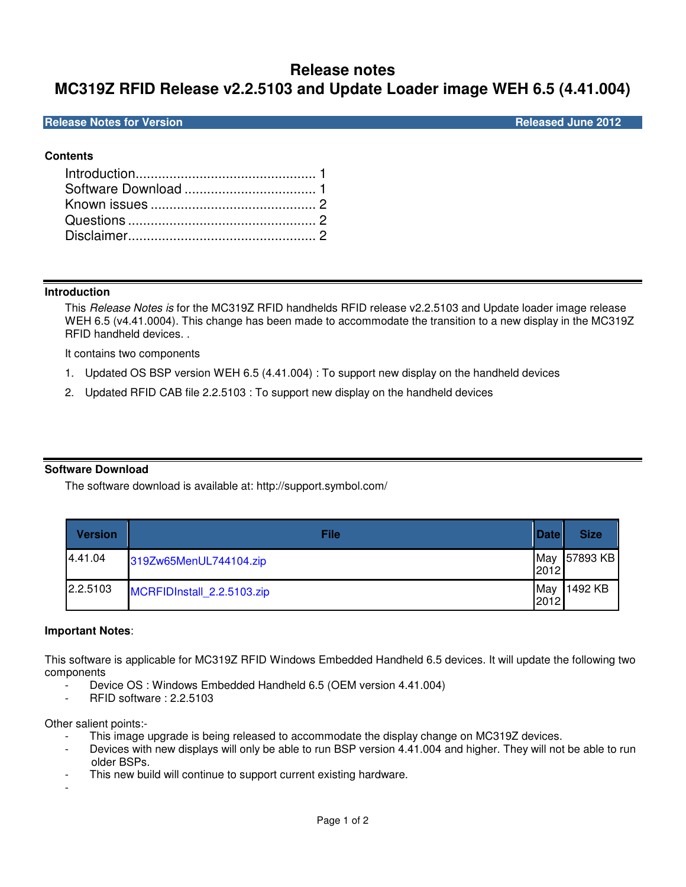# Release notes
# MC319Z RFID Release v2.2.5103 and Update Loader image WEH 6.5 (4.41.004)

**Release Notes for Version** **Released June 2012**

**Contents**

Introduction................................................ 1
Software Download ................................... 1
Known issues ............................................ 2
Questions .................................................. 2
Disclaimer.................................................. 2

## Introduction

This *Release Notes is* for the MC319Z RFID handhelds RFID release v2.2.5103 and Update loader image release WEH 6.5 (v4.41.0004). This change has been made to accommodate the transition to a new display in the MC319Z RFID handheld devices. .

It contains two components

1. Updated OS BSP version WEH 6.5 (4.41.004) : To support new display on the handheld devices
2. Updated RFID CAB file 2.2.5103 : To support new display on the handheld devices

## Software Download

The software download is available at: http://support.symbol.com/

| Version | File | Date | Size |
|---|---|---|---|
| 4.41.04 | 319Zw65MenUL744104.zip | May 2012 | 57893 KB |
| 2.2.5103 | MCRFIDInstall_2.2.5103.zip | May 2012 | 1492 KB |

**Important Notes**:

This software is applicable for MC319Z RFID Windows Embedded Handheld 6.5 devices. It will update the following two components

- Device OS : Windows Embedded Handheld 6.5 (OEM version 4.41.004)
- RFID software : 2.2.5103

Other salient points:-

- This image upgrade is being released to accommodate the display change on MC319Z devices.
- Devices with new displays will only be able to run BSP version 4.41.004 and higher. They will not be able to run older BSPs.
- This new build will continue to support current existing hardware.
-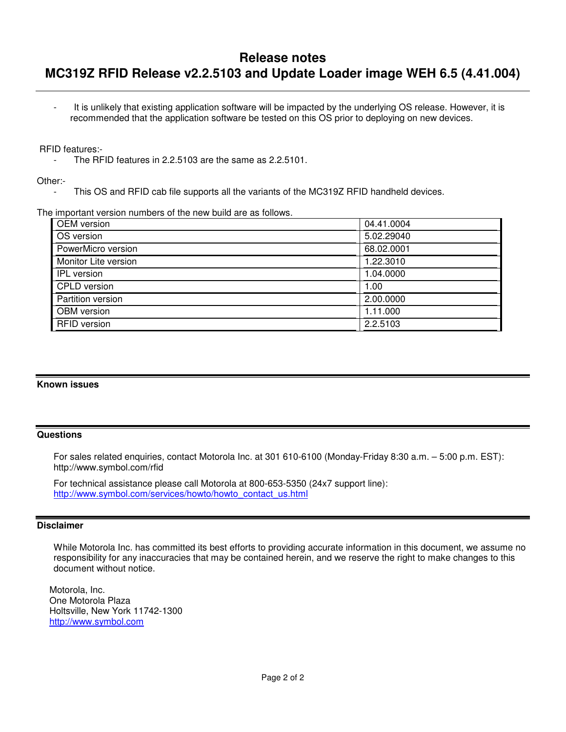# Release notes
# MC319Z RFID Release v2.2.5103 and Update Loader image WEH 6.5 (4.41.004)

- It is unlikely that existing application software will be impacted by the underlying OS release. However, it is recommended that the application software be tested on this OS prior to deploying on new devices.

RFID features:-

- The RFID features in 2.2.5103 are the same as 2.2.5101.

Other:-

- This OS and RFID cab file supports all the variants of the MC319Z RFID handheld devices.

The important version numbers of the new build are as follows.

| | |
|---|---|
| OEM version | 04.41.0004 |
| OS version | 5.02.29040 |
| PowerMicro version | 68.02.0001 |
| Monitor Lite version | 1.22.3010 |
| IPL version | 1.04.0000 |
| CPLD version | 1.00 |
| Partition version | 2.00.0000 |
| OBM version | 1.11.000 |
| RFID version | 2.2.5103 |

**Known issues**

**Questions**

For sales related enquiries, contact Motorola Inc. at 301 610-6100 (Monday-Friday 8:30 a.m. – 5:00 p.m. EST): http://www.symbol.com/rfid

For technical assistance please call Motorola at 800-653-5350 (24x7 support line): http://www.symbol.com/services/howto/howto_contact_us.html

**Disclaimer**

While Motorola Inc. has committed its best efforts to providing accurate information in this document, we assume no responsibility for any inaccuracies that may be contained herein, and we reserve the right to make changes to this document without notice.

Motorola, Inc.
One Motorola Plaza
Holtsville, New York 11742-1300
http://www.symbol.com